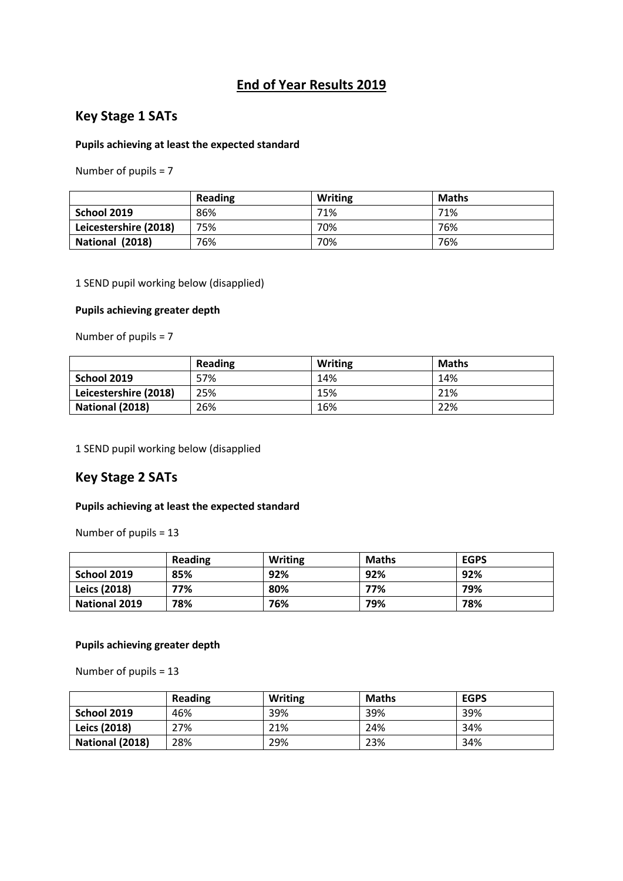# End of Year Results 2019

## Key Stage 1 SATs

### Pupils achieving at least the expected standard

Number of pupils = 7

| | Reading | Writing | Maths |
|---|---|---|---|
| **School 2019** | 86% | 71% | 71% |
| **Leicestershire (2018)** | 75% | 70% | 76% |
| **National (2018)** | 76% | 70% | 76% |

1 SEND pupil working below (disapplied)

### Pupils achieving greater depth

Number of pupils = 7

| | Reading | Writing | Maths |
|---|---|---|---|
| **School 2019** | 57% | 14% | 14% |
| **Leicestershire (2018)** | 25% | 15% | 21% |
| **National (2018)** | 26% | 16% | 22% |

1 SEND pupil working below (disapplied

## Key Stage 2 SATs

### Pupils achieving at least the expected standard

Number of pupils = 13

| | Reading | Writing | Maths | EGPS |
|---|---|---|---|---|
| **School 2019** | **85%** | **92%** | **92%** | **92%** |
| **Leics (2018)** | **77%** | **80%** | **77%** | **79%** |
| **National 2019** | **78%** | **76%** | **79%** | **78%** |

### Pupils achieving greater depth

Number of pupils = 13

| | Reading | Writing | Maths | EGPS |
|---|---|---|---|---|
| **School 2019** | 46% | 39% | 39% | 39% |
| **Leics (2018)** | 27% | 21% | 24% | 34% |
| **National (2018)** | 28% | 29% | 23% | 34% |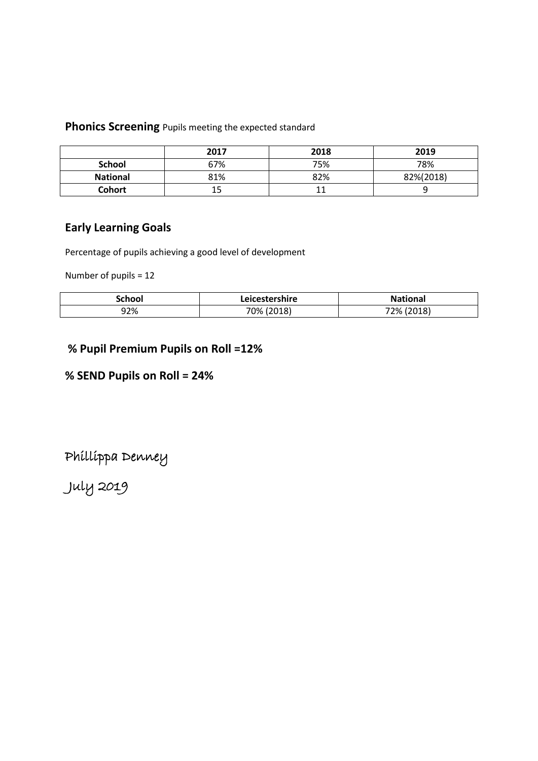## Phonics Screening Pupils meeting the expected standard

| | 2017 | 2018 | 2019 |
|---|---|---|---|
| **School** | 67% | 75% | 78% |
| **National** | 81% | 82% | 82%(2018) |
| **Cohort** | 15 | 11 | 9 |

## Early Learning Goals

Percentage of pupils achieving a good level of development

Number of pupils = 12

| School | Leicestershire | National |
|---|---|---|
| 92% | 70% (2018) | 72% (2018) |

## % Pupil Premium Pupils on Roll =12%

## % SEND Pupils on Roll = 24%

Phillippa Denney

July 2019